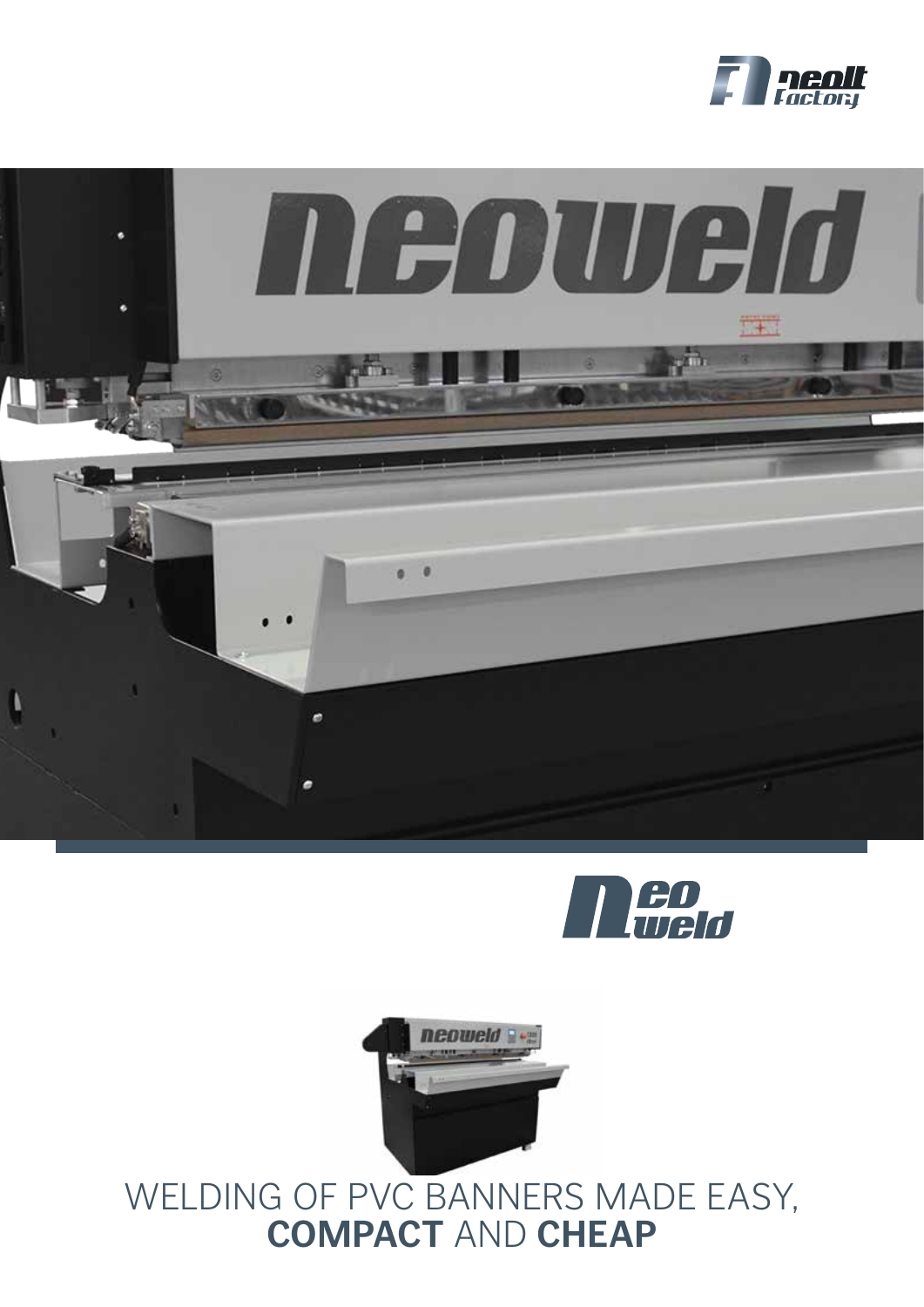# WELDING OF PVC BANNERS MADE EASY, **COMPACT** AND **CHEAP**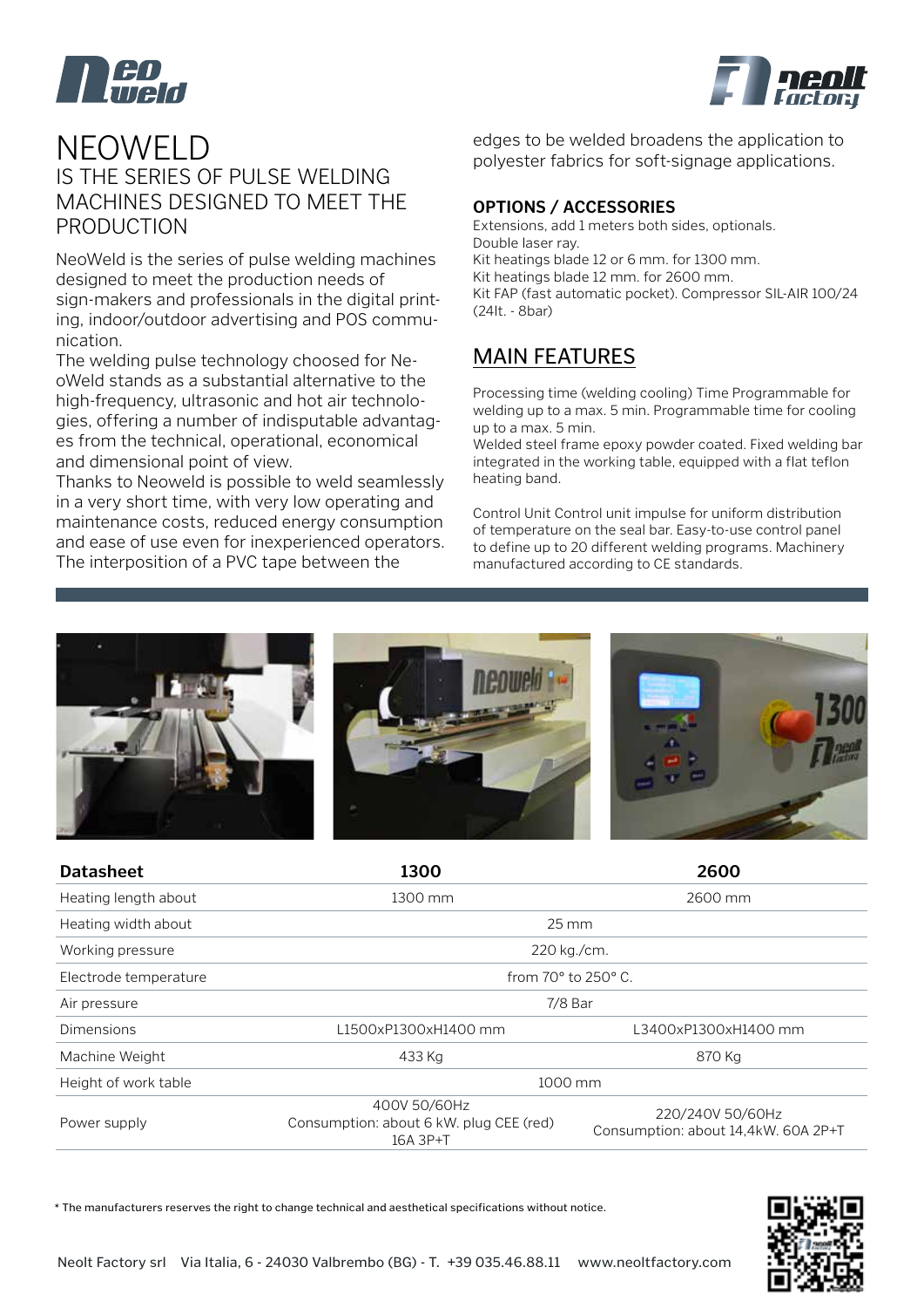# NEOWELD

## IS THE SERIES OF PULSE WELDING MACHINES DESIGNED TO MEET THE PRODUCTION

NeoWeld is the series of pulse welding machines designed to meet the production needs of sign-makers and professionals in the digital printing, indoor/outdoor advertising and POS communication.

The welding pulse technology choosed for NeoWeld stands as a substantial alternative to the high-frequency, ultrasonic and hot air technologies, offering a number of indisputable advantages from the technical, operational, economical and dimensional point of view.

Thanks to Neoweld is possible to weld seamlessly in a very short time, with very low operating and maintenance costs, reduced energy consumption and ease of use even for inexperienced operators. The interposition of a PVC tape between the edges to be welded broadens the application to polyester fabrics for soft-signage applications.

### OPTIONS / ACCESSORIES

Extensions, add 1 meters both sides, optionals.
Double laser ray.
Kit heatings blade 12 or 6 mm. for 1300 mm.
Kit heatings blade 12 mm. for 2600 mm.
Kit FAP (fast automatic pocket). Compressor SIL-AIR 100/24 (24lt. - 8bar)

## MAIN FEATURES

Processing time (welding cooling) Time Programmable for welding up to a max. 5 min. Programmable time for cooling up to a max. 5 min.
Welded steel frame epoxy powder coated. Fixed welding bar integrated in the working table, equipped with a flat teflon heating band.

Control Unit Control unit impulse for uniform distribution of temperature on the seal bar. Easy-to-use control panel to define up to 20 different welding programs. Machinery manufactured according to CE standards.

| Datasheet | 1300 | 2600 |
|---|---|---|
| Heating length about | 1300 mm | 2600 mm |
| Heating width about | 25 mm | |
| Working pressure | 220 kg./cm. | |
| Electrode temperature | from 70° to 250° C. | |
| Air pressure | 7/8 Bar | |
| Dimensions | L1500xP1300xH1400 mm | L3400xP1300xH1400 mm |
| Machine Weight | 433 Kg | 870 Kg |
| Height of work table | 1000 mm | |
| Power supply | 400V 50/60Hz Consumption: about 6 kW. plug CEE (red) 16A 3P+T | 220/240V 50/60Hz Consumption: about 14,4kW. 60A 2P+T |

\* The manufacturers reserves the right to change technical and aesthetical specifications without notice.

Neolt Factory srl Via Italia, 6 - 24030 Valbrembo (BG) - T. +39 035.46.88.11 www.neoltfactory.com